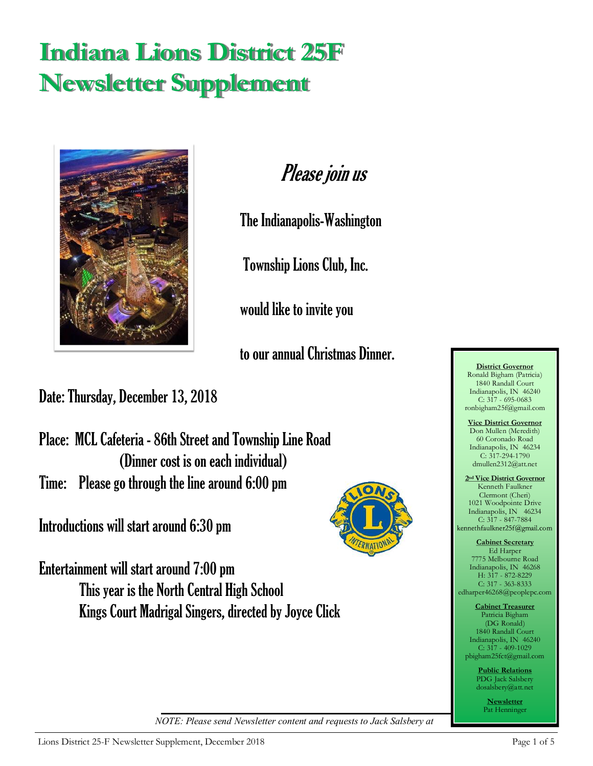# Indiana Lions District 25F Newsletter Supplement

*Please join us*

The Indianapolis-Washington

Township Lions Club, Inc.

would like to invite you

to our annual Christmas Dinner.

Date: Thursday, December 13, 2018

Place: MCL Cafeteria - 86th Street and Township Line Road
(Dinner cost is on each individual)

Time: Please go through the line around 6:00 pm

Introductions will start around 6:30 pm

Entertainment will start around 7:00 pm
This year is the North Central High School
Kings Court Madrigal Singers, directed by Joyce Click

**District Governor**
Ronald Bigham (Patricia)
1840 Randall Court
Indianapolis, IN 46240
C: 317 - 695-0683
ronbigham25f@gmail.com

**Vice District Governor**
Don Mullen (Meredith)
60 Coronado Road
Indianapolis, IN 46234
C: 317-294-1790
dmullen2312@att.net

**2nd Vice District Governor**
Kenneth Faulkner
Clermont (Cheri)
1021 Woodpointe Drive
Indianapolis, IN 46234
C: 317 - 847-7884
kennethfaulkner25f@gmail.com

**Cabinet Secretary**
Ed Harper
7775 Melbourne Road
Indianapolis, IN 46268
H: 317 - 872-8229
C: 317 - 363-8333
edharper46268@peoplepc.com

**Cabinet Treasurer**
Patricia Bigham
(DG Ronald)
1840 Randall Court
Indianapolis, IN 46240
C: 317 - 409-1029
pbigham25fct@gmail.com

**Public Relations**
PDG Jack Salsbery
dosalsbery@att.net

**Newsletter**
Pat Henninger

*NOTE: Please send Newsletter content and requests to Jack Salsbery at*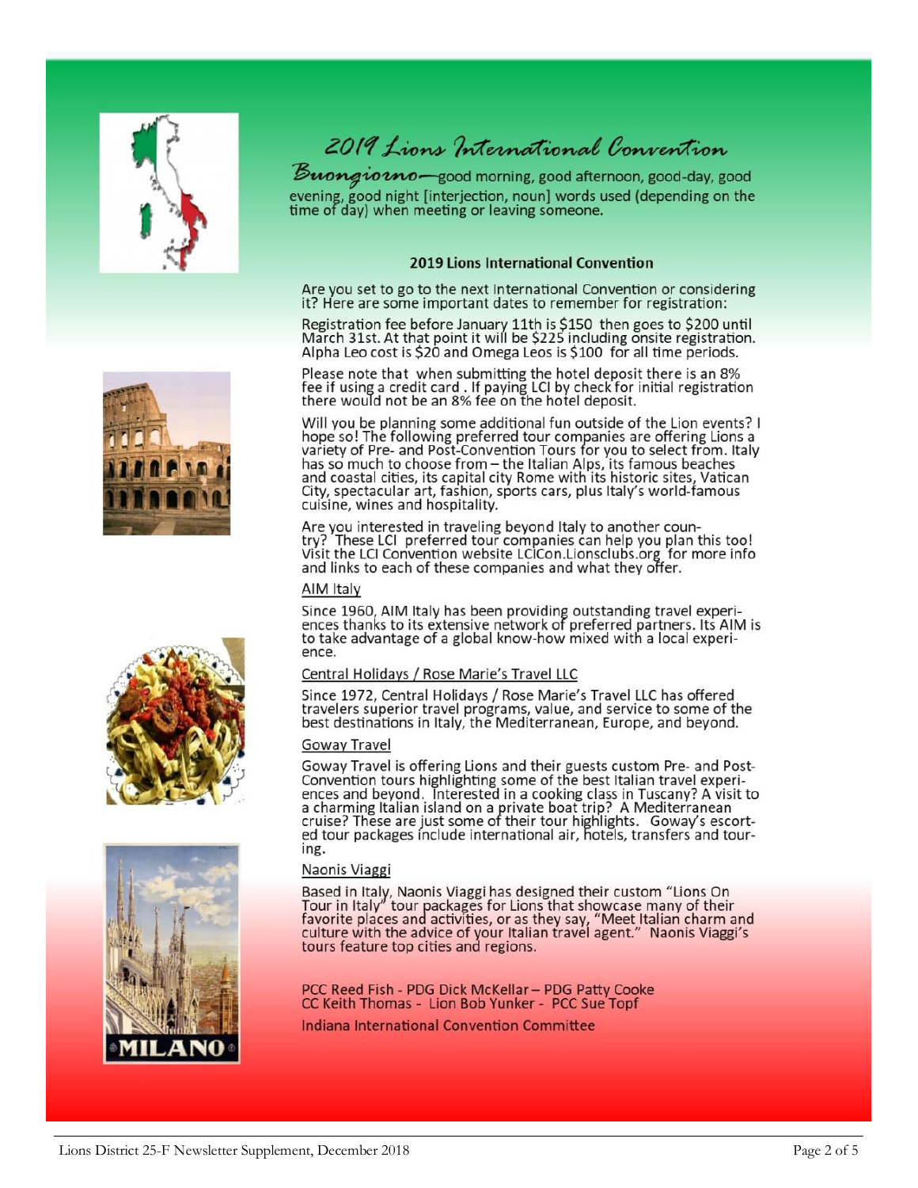# 2019 Lions International Convention

*Buongiorno*—good morning, good afternoon, good-day, good evening, good night [interjection, noun] words used (depending on the time of day) when meeting or leaving someone.

## 2019 Lions International Convention

Are you set to go to the next International Convention or considering it? Here are some important dates to remember for registration:

Registration fee before January 11th is $150 then goes to $200 until March 31st. At that point it will be $225 including onsite registration. Alpha Leo cost is $20 and Omega Leos is $100 for all time periods.

Please note that when submitting the hotel deposit there is an 8% fee if using a credit card . If paying LCI by check for initial registration there would not be an 8% fee on the hotel deposit.

Will you be planning some additional fun outside of the Lion events? I hope so! The following preferred tour companies are offering Lions a variety of Pre- and Post-Convention Tours for you to select from. Italy has so much to choose from – the Italian Alps, its famous beaches and coastal cities, its capital city Rome with its historic sites, Vatican City, spectacular art, fashion, sports cars, plus Italy's world-famous cuisine, wines and hospitality.

Are you interested in traveling beyond Italy to another country? These LCI preferred tour companies can help you plan this too! Visit the LCI Convention website LCICon.Lionsclubs.org for more info and links to each of these companies and what they offer.

AIM Italy

Since 1960, AIM Italy has been providing outstanding travel experiences thanks to its extensive network of preferred partners. Its AIM is to take advantage of a global know-how mixed with a local experience.

Central Holidays / Rose Marie's Travel LLC

Since 1972, Central Holidays / Rose Marie's Travel LLC has offered travelers superior travel programs, value, and service to some of the best destinations in Italy, the Mediterranean, Europe, and beyond.

Goway Travel

Goway Travel is offering Lions and their guests custom Pre- and Post-Convention tours highlighting some of the best Italian travel experiences and beyond. Interested in a cooking class in Tuscany? A visit to a charming Italian island on a private boat trip? A Mediterranean cruise? These are just some of their tour highlights. Goway's escorted tour packages include international air, hotels, transfers and touring.

Naonis Viaggi

Based in Italy, Naonis Viaggi has designed their custom "Lions On Tour in Italy" tour packages for Lions that showcase many of their favorite places and activities, or as they say, "Meet Italian charm and culture with the advice of your Italian travel agent." Naonis Viaggi's tours feature top cities and regions.

PCC Reed Fish - PDG Dick McKellar – PDG Patty Cooke
CC Keith Thomas - Lion Bob Yunker - PCC Sue Topf

Indiana International Convention Committee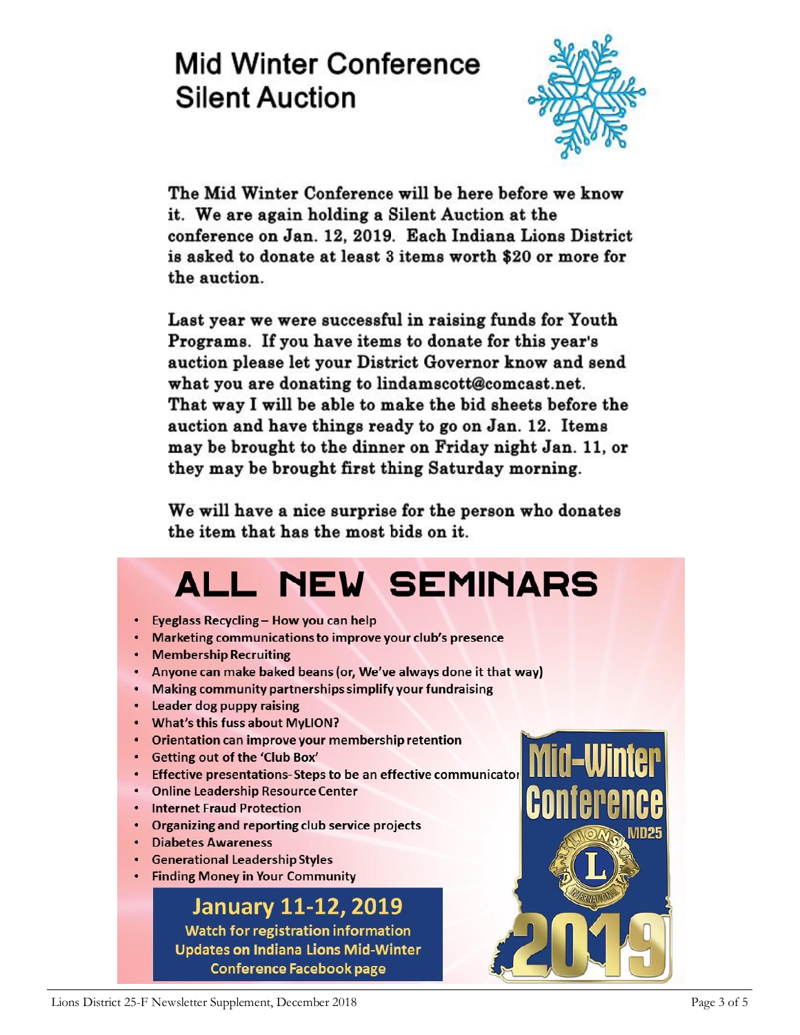# Mid Winter Conference Silent Auction

The Mid Winter Conference will be here before we know it. We are again holding a Silent Auction at the conference on Jan. 12, 2019. Each Indiana Lions District is asked to donate at least 3 items worth $20 or more for the auction.

Last year we were successful in raising funds for Youth Programs. If you have items to donate for this year's auction please let your District Governor know and send what you are donating to lindamscott@comcast.net. That way I will be able to make the bid sheets before the auction and have things ready to go on Jan. 12. Items may be brought to the dinner on Friday night Jan. 11, or they may be brought first thing Saturday morning.

We will have a nice surprise for the person who donates the item that has the most bids on it.

# ALL NEW SEMINARS

- Eyeglass Recycling – How you can help
- Marketing communications to improve your club's presence
- Membership Recruiting
- Anyone can make baked beans (or, We've always done it that way)
- Making community partnerships simplify your fundraising
- Leader dog puppy raising
- What's this fuss about MyLION?
- Orientation can improve your membership retention
- Getting out of the 'Club Box'
- Effective presentations- Steps to be an effective communicator
- Online Leadership Resource Center
- Internet Fraud Protection
- Organizing and reporting club service projects
- Diabetes Awareness
- Generational Leadership Styles
- Finding Money in Your Community

**January 11-12, 2019**

**Watch for registration information**
**Updates on Indiana Lions Mid-Winter Conference Facebook page**

Mid-Winter Conference MD25 2019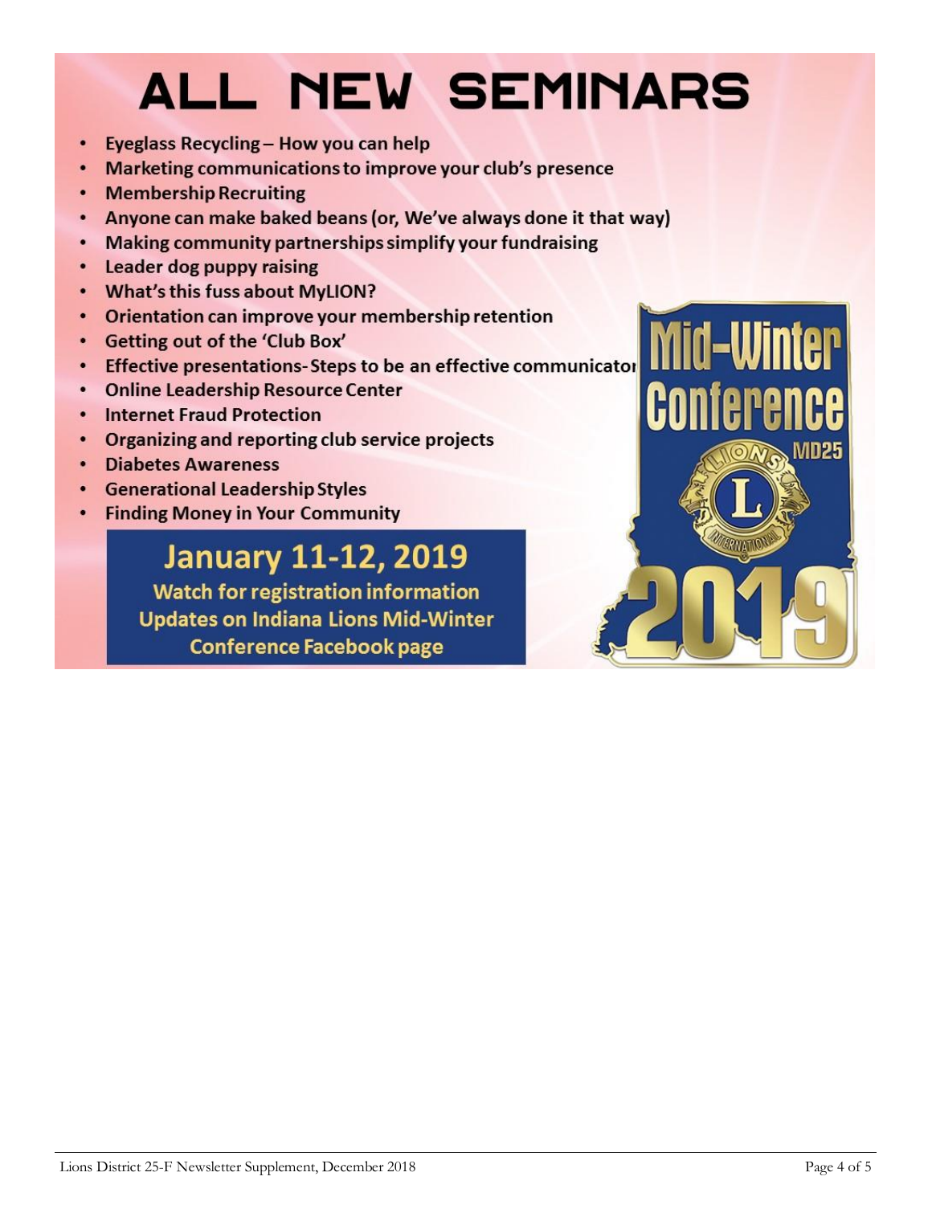# ALL NEW SEMINARS

- Eyeglass Recycling – How you can help
- Marketing communications to improve your club's presence
- Membership Recruiting
- Anyone can make baked beans (or, We've always done it that way)
- Making community partnerships simplify your fundraising
- Leader dog puppy raising
- What's this fuss about MyLION?
- Orientation can improve your membership retention
- Getting out of the 'Club Box'
- Effective presentations- Steps to be an effective communicator
- Online Leadership Resource Center
- Internet Fraud Protection
- Organizing and reporting club service projects
- Diabetes Awareness
- Generational Leadership Styles
- Finding Money in Your Community

## January 11-12, 2019

**Watch for registration information**
**Updates on Indiana Lions Mid-Winter Conference Facebook page**

Mid-Winter Conference MD25 2019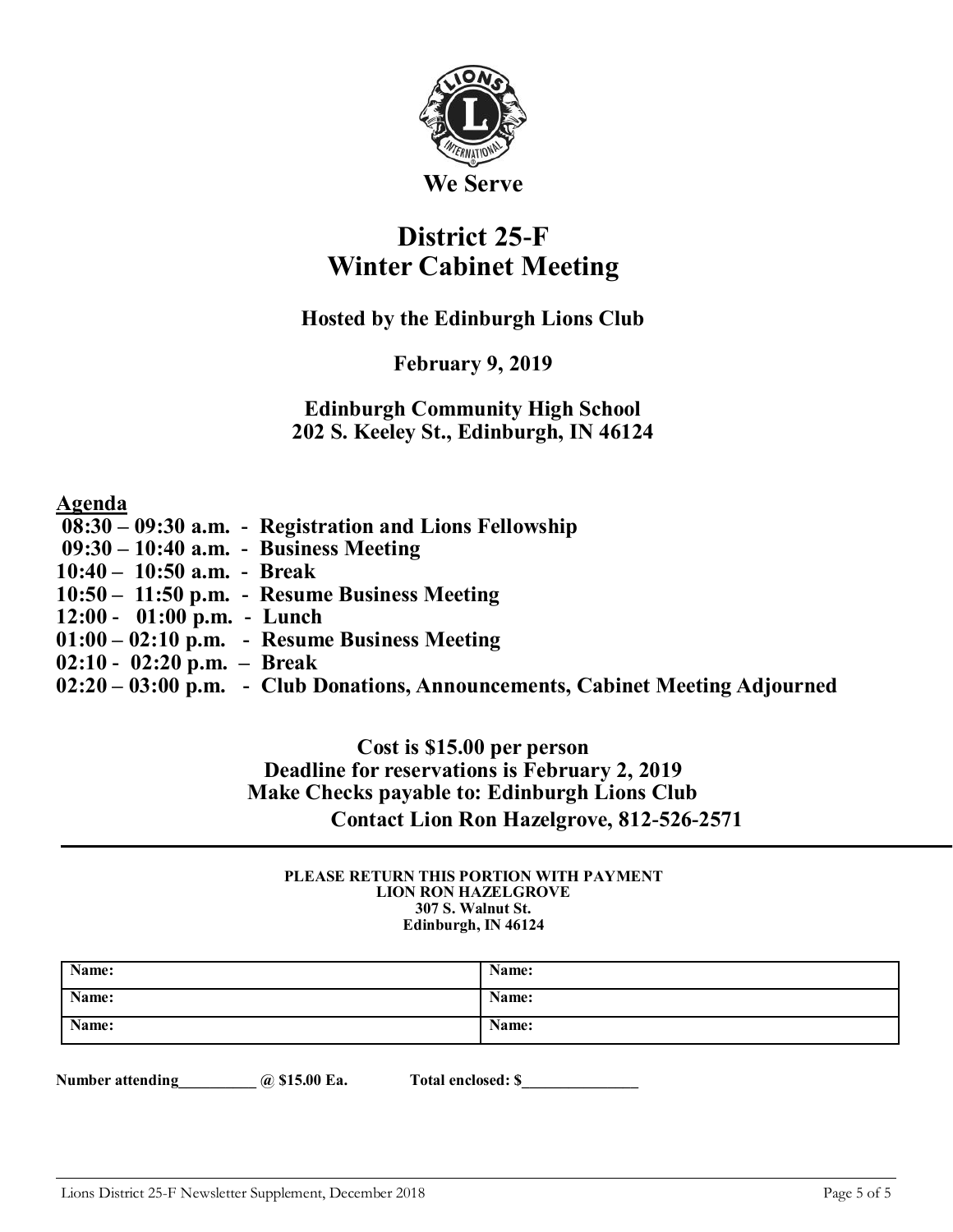**We Serve**

# District 25-F
# Winter Cabinet Meeting

**Hosted by the Edinburgh Lions Club**

**February 9, 2019**

**Edinburgh Community High School**
**202 S. Keeley St., Edinburgh, IN 46124**

**Agenda**

**08:30 – 09:30 a.m. - Registration and Lions Fellowship**
**09:30 – 10:40 a.m. - Business Meeting**
**10:40 – 10:50 a.m. - Break**
**10:50 – 11:50 p.m. - Resume Business Meeting**
**12:00 - 01:00 p.m. - Lunch**
**01:00 – 02:10 p.m. - Resume Business Meeting**
**02:10 - 02:20 p.m. – Break**
**02:20 – 03:00 p.m. - Club Donations, Announcements, Cabinet Meeting Adjourned**

**Cost is $15.00 per person**
**Deadline for reservations is February 2, 2019**
**Make Checks payable to: Edinburgh Lions Club**
**Contact Lion Ron Hazelgrove, 812-526-2571**

---

**PLEASE RETURN THIS PORTION WITH PAYMENT**
**LION RON HAZELGROVE**
**307 S. Walnut St.**
**Edinburgh, IN 46124**

| | |
|---|---|
| **Name:** | **Name:** |
| **Name:** | **Name:** |
| **Name:** | **Name:** |

**Number attending__________ @ $15.00 Ea.** **Total enclosed: $_______________**